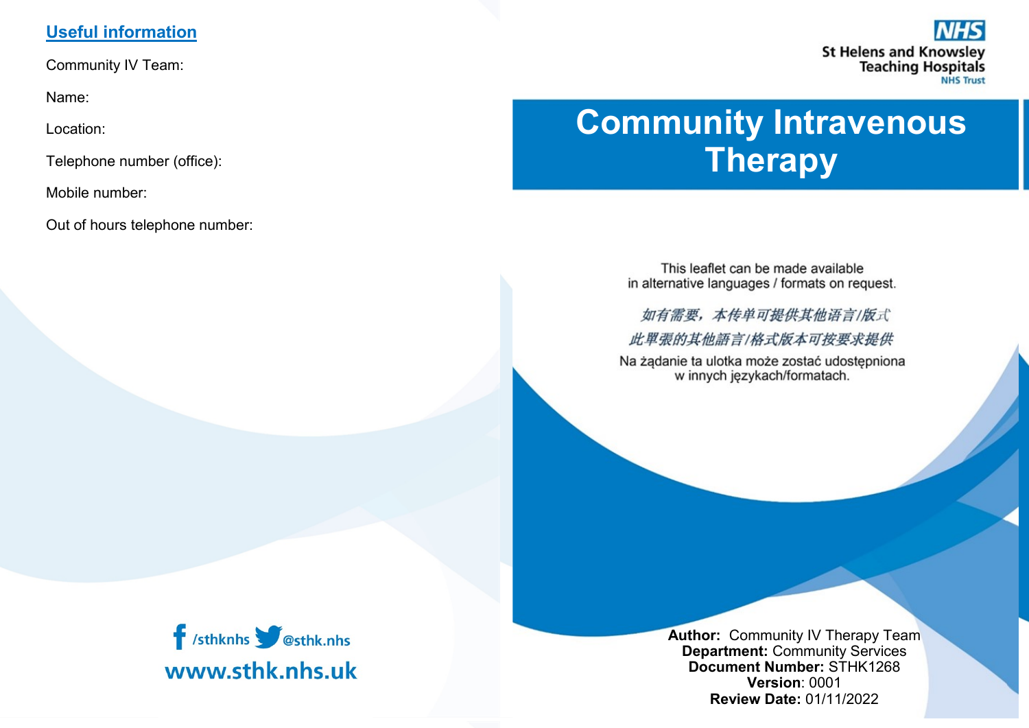## Useful information

Community IV Team:

Name:

Location:

Telephone number (office):

Mobile number:

Out of hours telephone number:

/sthknhs @sthk.nhs

www.sthk.nhs.uk

NHS
St Helens and Knowsley Teaching Hospitals
NHS Trust

# Community Intravenous Therapy

This leaflet can be made available in alternative languages / formats on request.

*如有需要，本传单可提供其他语言/版式*

*此單張的其他語言/格式版本可按要求提供*

Na żądanie ta ulotka może zostać udostępniona w innych językach/formatach.

**Author:** Community IV Therapy Team
**Department:** Community Services
**Document Number:** STHK1268
**Version**: 0001
**Review Date:** 01/11/2022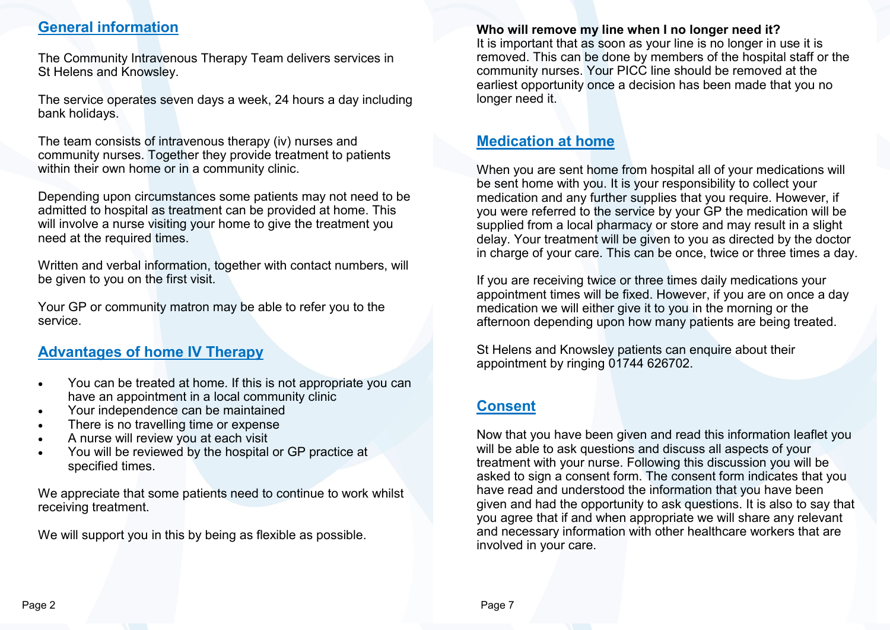## General information

The Community Intravenous Therapy Team delivers services in St Helens and Knowsley.

The service operates seven days a week, 24 hours a day including bank holidays.

The team consists of intravenous therapy (iv) nurses and community nurses. Together they provide treatment to patients within their own home or in a community clinic.

Depending upon circumstances some patients may not need to be admitted to hospital as treatment can be provided at home. This will involve a nurse visiting your home to give the treatment you need at the required times.

Written and verbal information, together with contact numbers, will be given to you on the first visit.

Your GP or community matron may be able to refer you to the service.

## Advantages of home IV Therapy

- You can be treated at home. If this is not appropriate you can have an appointment in a local community clinic
- Your independence can be maintained
- There is no travelling time or expense
- A nurse will review you at each visit
- You will be reviewed by the hospital or GP practice at specified times.

We appreciate that some patients need to continue to work whilst receiving treatment.

We will support you in this by being as flexible as possible.

**Who will remove my line when I no longer need it?**

It is important that as soon as your line is no longer in use it is removed. This can be done by members of the hospital staff or the community nurses. Your PICC line should be removed at the earliest opportunity once a decision has been made that you no longer need it.

## Medication at home

When you are sent home from hospital all of your medications will be sent home with you. It is your responsibility to collect your medication and any further supplies that you require. However, if you were referred to the service by your GP the medication will be supplied from a local pharmacy or store and may result in a slight delay. Your treatment will be given to you as directed by the doctor in charge of your care. This can be once, twice or three times a day.

If you are receiving twice or three times daily medications your appointment times will be fixed. However, if you are on once a day medication we will either give it to you in the morning or the afternoon depending upon how many patients are being treated.

St Helens and Knowsley patients can enquire about their appointment by ringing 01744 626702.

## Consent

Now that you have been given and read this information leaflet you will be able to ask questions and discuss all aspects of your treatment with your nurse. Following this discussion you will be asked to sign a consent form. The consent form indicates that you have read and understood the information that you have been given and had the opportunity to ask questions. It is also to say that you agree that if and when appropriate we will share any relevant and necessary information with other healthcare workers that are involved in your care.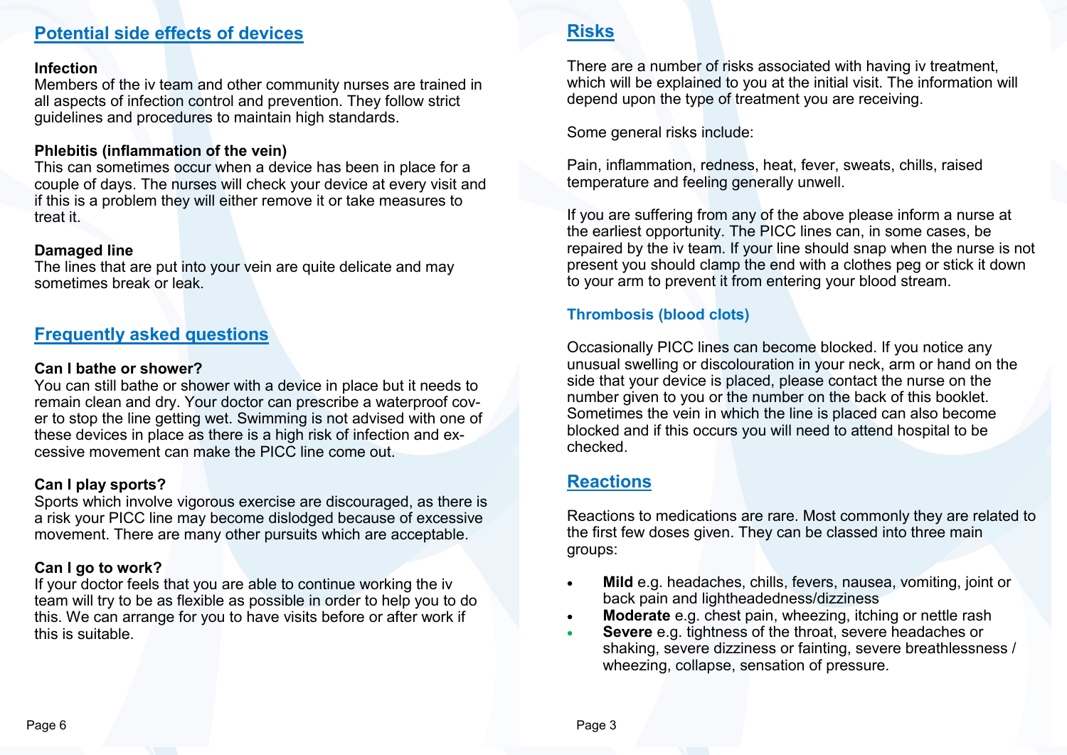## Potential side effects of devices

**Infection**
Members of the iv team and other community nurses are trained in all aspects of infection control and prevention. They follow strict guidelines and procedures to maintain high standards.

**Phlebitis (inflammation of the vein)**
This can sometimes occur when a device has been in place for a couple of days. The nurses will check your device at every visit and if this is a problem they will either remove it or take measures to treat it.

**Damaged line**
The lines that are put into your vein are quite delicate and may sometimes break or leak.

## Frequently asked questions

**Can I bathe or shower?**
You can still bathe or shower with a device in place but it needs to remain clean and dry. Your doctor can prescribe a waterproof cover to stop the line getting wet. Swimming is not advised with one of these devices in place as there is a high risk of infection and excessive movement can make the PICC line come out.

**Can I play sports?**
Sports which involve vigorous exercise are discouraged, as there is a risk your PICC line may become dislodged because of excessive movement. There are many other pursuits which are acceptable.

**Can I go to work?**
If your doctor feels that you are able to continue working the iv team will try to be as flexible as possible in order to help you to do this. We can arrange for you to have visits before or after work if this is suitable.

## Risks

There are a number of risks associated with having iv treatment, which will be explained to you at the initial visit. The information will depend upon the type of treatment you are receiving.

Some general risks include:

Pain, inflammation, redness, heat, fever, sweats, chills, raised temperature and feeling generally unwell.

If you are suffering from any of the above please inform a nurse at the earliest opportunity. The PICC lines can, in some cases, be repaired by the iv team. If your line should snap when the nurse is not present you should clamp the end with a clothes peg or stick it down to your arm to prevent it from entering your blood stream.

### Thrombosis (blood clots)

Occasionally PICC lines can become blocked. If you notice any unusual swelling or discolouration in your neck, arm or hand on the side that your device is placed, please contact the nurse on the number given to you or the number on the back of this booklet. Sometimes the vein in which the line is placed can also become blocked and if this occurs you will need to attend hospital to be checked.

## Reactions

Reactions to medications are rare. Most commonly they are related to the first few doses given. They can be classed into three main groups:

- **Mild** e.g. headaches, chills, fevers, nausea, vomiting, joint or back pain and lightheadedness/dizziness
- **Moderate** e.g. chest pain, wheezing, itching or nettle rash
- **Severe** e.g. tightness of the throat, severe headaches or shaking, severe dizziness or fainting, severe breathlessness / wheezing, collapse, sensation of pressure.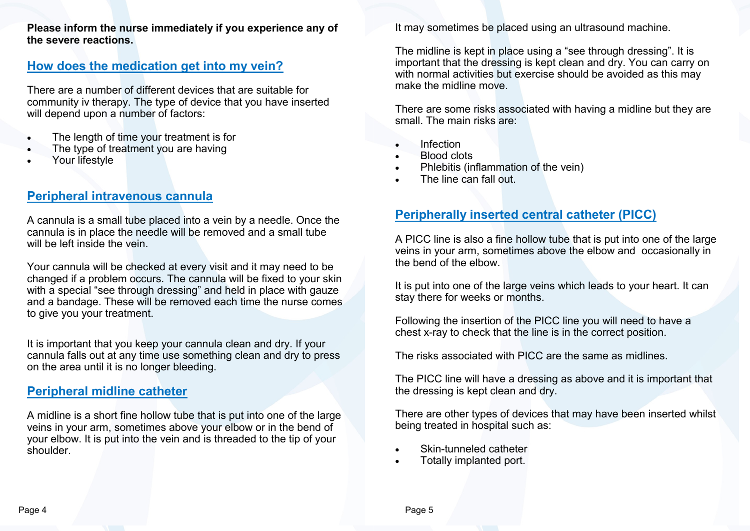**Please inform the nurse immediately if you experience any of the severe reactions.**

## How does the medication get into my vein?

There are a number of different devices that are suitable for community iv therapy. The type of device that you have inserted will depend upon a number of factors:

- The length of time your treatment is for
- The type of treatment you are having
- Your lifestyle

## Peripheral intravenous cannula

A cannula is a small tube placed into a vein by a needle. Once the cannula is in place the needle will be removed and a small tube will be left inside the vein.

Your cannula will be checked at every visit and it may need to be changed if a problem occurs. The cannula will be fixed to your skin with a special "see through dressing" and held in place with gauze and a bandage. These will be removed each time the nurse comes to give you your treatment.

It is important that you keep your cannula clean and dry. If your cannula falls out at any time use something clean and dry to press on the area until it is no longer bleeding.

## Peripheral midline catheter

A midline is a short fine hollow tube that is put into one of the large veins in your arm, sometimes above your elbow or in the bend of your elbow. It is put into the vein and is threaded to the tip of your shoulder.

It may sometimes be placed using an ultrasound machine.

The midline is kept in place using a "see through dressing". It is important that the dressing is kept clean and dry. You can carry on with normal activities but exercise should be avoided as this may make the midline move.

There are some risks associated with having a midline but they are small. The main risks are:

- Infection
- Blood clots
- Phlebitis (inflammation of the vein)
- The line can fall out.

## Peripherally inserted central catheter (PICC)

A PICC line is also a fine hollow tube that is put into one of the large veins in your arm, sometimes above the elbow and occasionally in the bend of the elbow.

It is put into one of the large veins which leads to your heart. It can stay there for weeks or months.

Following the insertion of the PICC line you will need to have a chest x-ray to check that the line is in the correct position.

The risks associated with PICC are the same as midlines.

The PICC line will have a dressing as above and it is important that the dressing is kept clean and dry.

There are other types of devices that may have been inserted whilst being treated in hospital such as:

- Skin-tunneled catheter
- Totally implanted port.